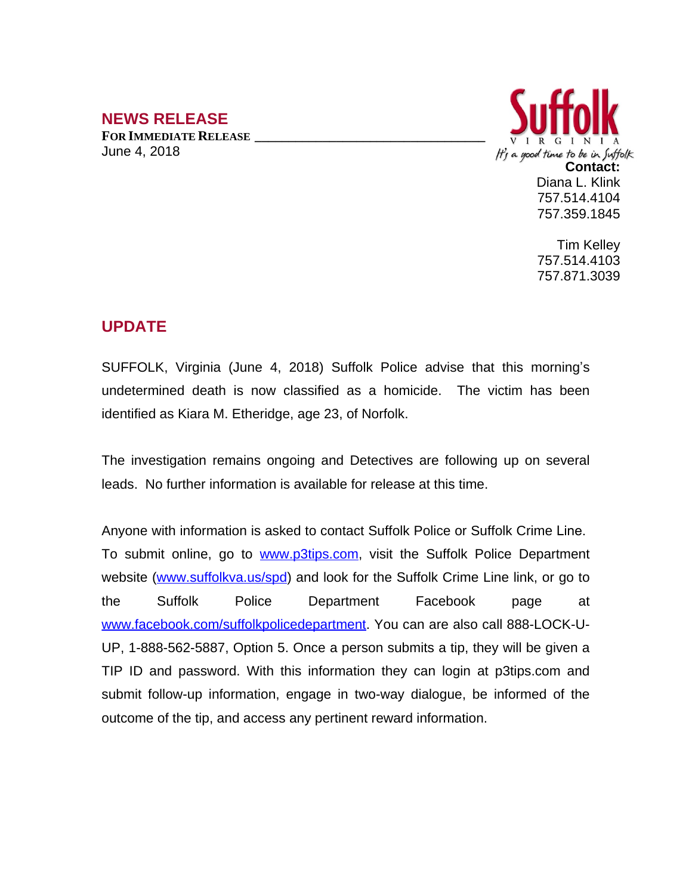## NEWS RELEASE

**FOR IMMEDIATE RELEASE**
June 4, 2018

Suffolk
VIRGINIA
It's a good time to be in Suffolk

**Contact:**
Diana L. Klink
757.514.4104
757.359.1845

Tim Kelley
757.514.4103
757.871.3039

## UPDATE

SUFFOLK, Virginia (June 4, 2018) Suffolk Police advise that this morning's undetermined death is now classified as a homicide. The victim has been identified as Kiara M. Etheridge, age 23, of Norfolk.

The investigation remains ongoing and Detectives are following up on several leads. No further information is available for release at this time.

Anyone with information is asked to contact Suffolk Police or Suffolk Crime Line. To submit online, go to [www.p3tips.com](http://www.p3tips.com), visit the Suffolk Police Department website ([www.suffolkva.us/spd](http://www.suffolkva.us/spd)) and look for the Suffolk Crime Line link, or go to the Suffolk Police Department Facebook page at [www.facebook.com/suffolkpolicedepartment](http://www.facebook.com/suffolkpolicedepartment). You can are also call 888-LOCK-U-UP, 1-888-562-5887, Option 5. Once a person submits a tip, they will be given a TIP ID and password. With this information they can login at p3tips.com and submit follow-up information, engage in two-way dialogue, be informed of the outcome of the tip, and access any pertinent reward information.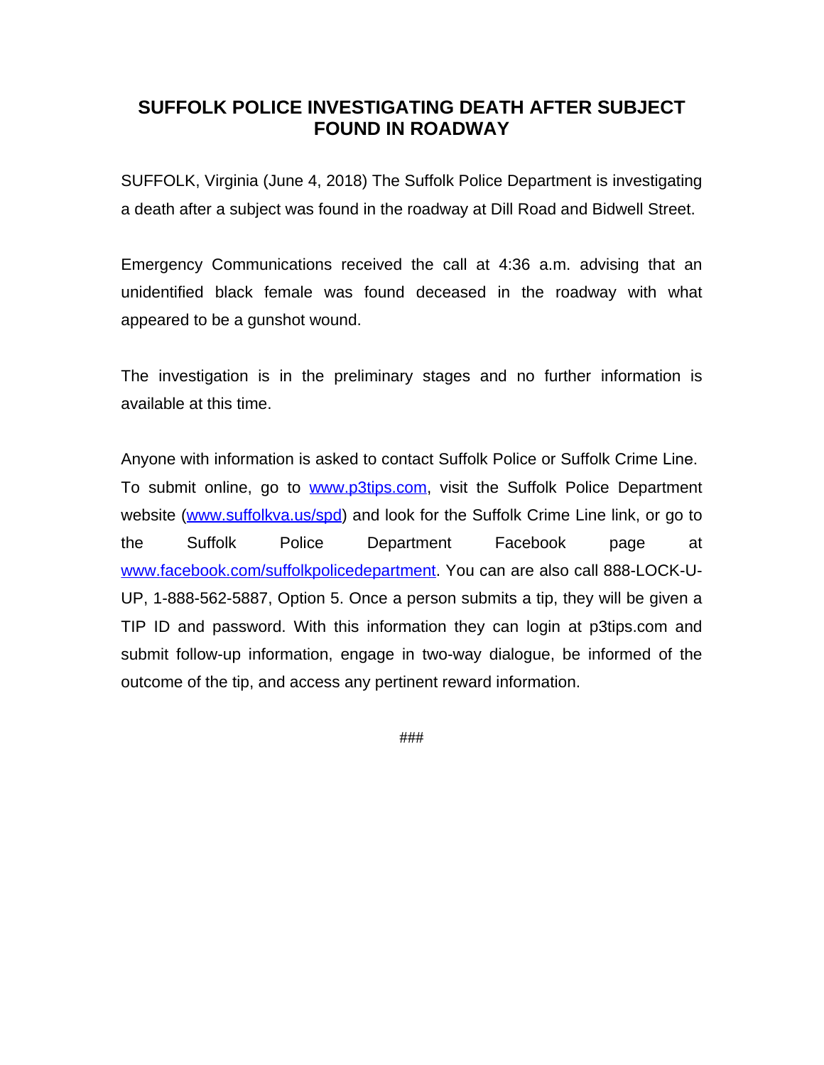# SUFFOLK POLICE INVESTIGATING DEATH AFTER SUBJECT FOUND IN ROADWAY

SUFFOLK, Virginia (June 4, 2018) The Suffolk Police Department is investigating a death after a subject was found in the roadway at Dill Road and Bidwell Street.

Emergency Communications received the call at 4:36 a.m. advising that an unidentified black female was found deceased in the roadway with what appeared to be a gunshot wound.

The investigation is in the preliminary stages and no further information is available at this time.

Anyone with information is asked to contact Suffolk Police or Suffolk Crime Line. To submit online, go to www.p3tips.com, visit the Suffolk Police Department website (www.suffolkva.us/spd) and look for the Suffolk Crime Line link, or go to the Suffolk Police Department Facebook page at www.facebook.com/suffolkpolicedepartment. You can are also call 888-LOCK-U-UP, 1-888-562-5887, Option 5. Once a person submits a tip, they will be given a TIP ID and password. With this information they can login at p3tips.com and submit follow-up information, engage in two-way dialogue, be informed of the outcome of the tip, and access any pertinent reward information.

###